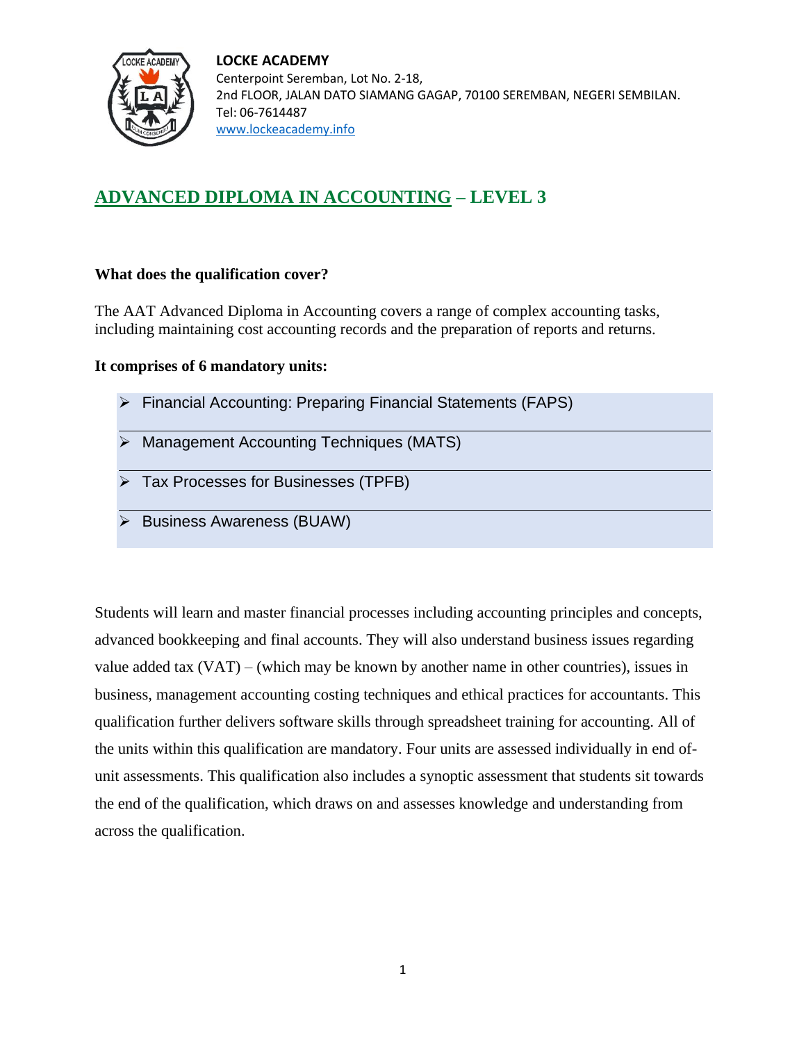**LOCKE ACADEMY**
Centerpoint Seremban, Lot No. 2-18,
2nd FLOOR, JALAN DATO SIAMANG GAGAP, 70100 SEREMBAN, NEGERI SEMBILAN.
Tel: 06-7614487
www.lockeacademy.info

# ADVANCED DIPLOMA IN ACCOUNTING – LEVEL 3

**What does the qualification cover?**

The AAT Advanced Diploma in Accounting covers a range of complex accounting tasks, including maintaining cost accounting records and the preparation of reports and returns.

**It comprises of 6 mandatory units:**

- Financial Accounting: Preparing Financial Statements (FAPS)
- Management Accounting Techniques (MATS)
- Tax Processes for Businesses (TPFB)
- Business Awareness (BUAW)

Students will learn and master financial processes including accounting principles and concepts, advanced bookkeeping and final accounts. They will also understand business issues regarding value added tax (VAT) – (which may be known by another name in other countries), issues in business, management accounting costing techniques and ethical practices for accountants. This qualification further delivers software skills through spreadsheet training for accounting. All of the units within this qualification are mandatory. Four units are assessed individually in end of-unit assessments. This qualification also includes a synoptic assessment that students sit towards the end of the qualification, which draws on and assesses knowledge and understanding from across the qualification.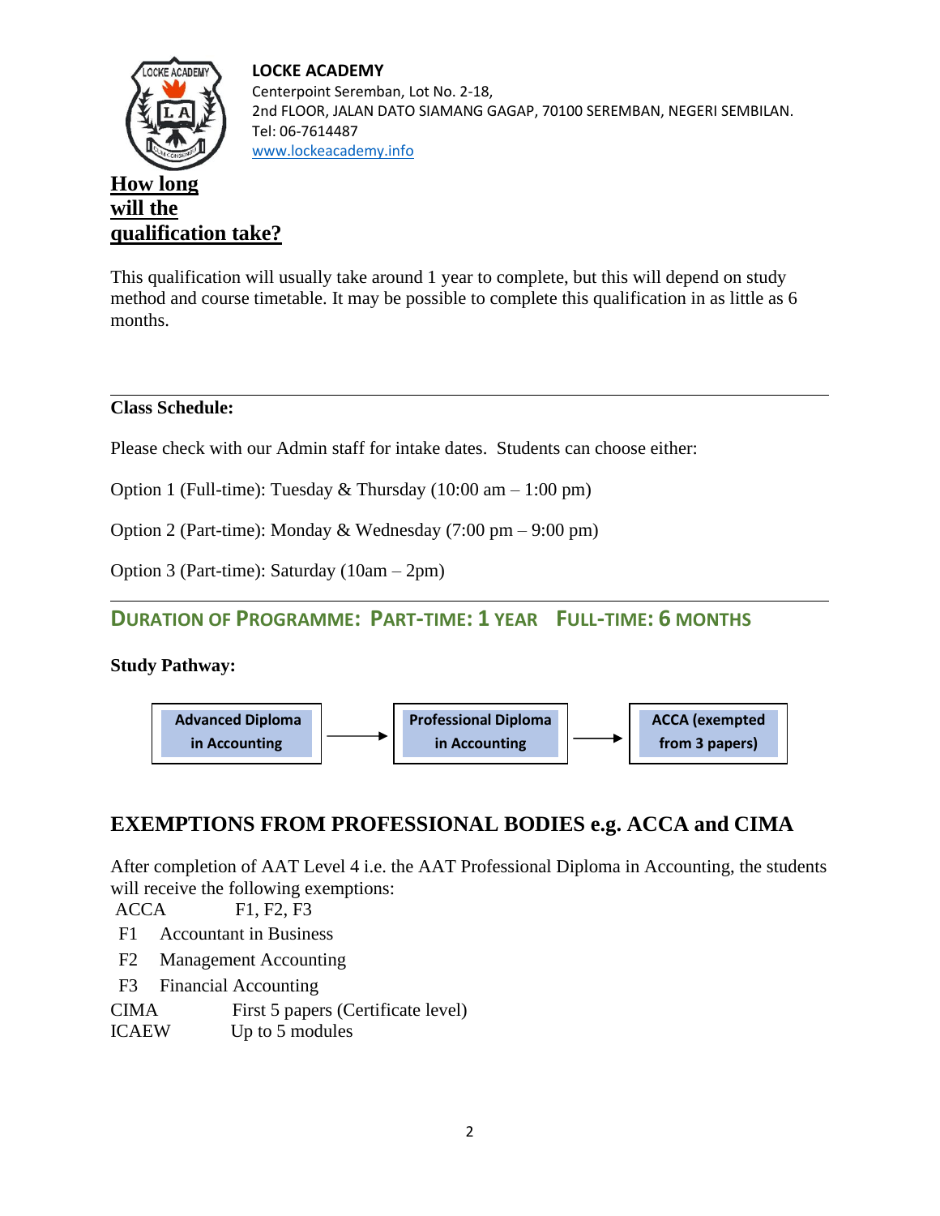**LOCKE ACADEMY**
Centerpoint Seremban, Lot No. 2-18,
2nd FLOOR, JALAN DATO SIAMANG GAGAP, 70100 SEREMBAN, NEGERI SEMBILAN.
Tel: 06-7614487
www.lockeacademy.info

## How long will the qualification take?

This qualification will usually take around 1 year to complete, but this will depend on study method and course timetable. It may be possible to complete this qualification in as little as 6 months.

---

**Class Schedule:**

Please check with our Admin staff for intake dates. Students can choose either:

Option 1 (Full-time): Tuesday & Thursday (10:00 am – 1:00 pm)

Option 2 (Part-time): Monday & Wednesday (7:00 pm – 9:00 pm)

Option 3 (Part-time): Saturday (10am – 2pm)

---

### DURATION OF PROGRAMME: PART-TIME: 1 YEAR FULL-TIME: 6 MONTHS

**Study Pathway:**

**Advanced Diploma in Accounting** → **Professional Diploma in Accounting** → **ACCA (exempted from 3 papers)**

## EXEMPTIONS FROM PROFESSIONAL BODIES e.g. ACCA and CIMA

After completion of AAT Level 4 i.e. the AAT Professional Diploma in Accounting, the students will receive the following exemptions:

ACCA F1, F2, F3

- F1 Accountant in Business
- F2 Management Accounting
- F3 Financial Accounting

CIMA First 5 papers (Certificate level)

ICAEW Up to 5 modules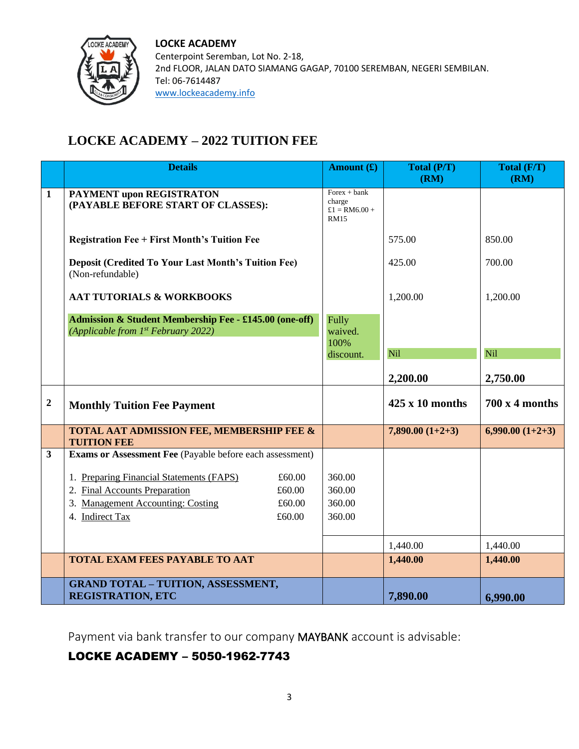**LOCKE ACADEMY**
Centerpoint Seremban, Lot No. 2-18,
2nd FLOOR, JALAN DATO SIAMANG GAGAP, 70100 SEREMBAN, NEGERI SEMBILAN.
Tel: 06-7614487
www.lockeacademy.info

## LOCKE ACADEMY – 2022 TUITION FEE

| | Details | | Amount (£) | Total (P/T) (RM) | Total (F/T) (RM) |
|---|---|---|---|---|---|
| **1** | **PAYMENT upon REGISTRATON (PAYABLE BEFORE START OF CLASSES):** | | Forex + bank charge £1 = RM6.00 + RM15 | | |
| | **Registration Fee + First Month's Tuition Fee** | | | 575.00 | 850.00 |
| | **Deposit (Credited To Your Last Month's Tuition Fee)** (Non-refundable) | | | 425.00 | 700.00 |
| | **AAT TUTORIALS & WORKBOOKS** | | | 1,200.00 | 1,200.00 |
| | **Admission & Student Membership Fee - £145.00 (one-off)** *(Applicable from 1st February 2022)* | | Fully waived. 100% discount. | Nil | Nil |
| | | | | **2,200.00** | **2,750.00** |
| **2** | **Monthly Tuition Fee Payment** | | | **425 x 10 months** | **700 x 4 months** |
| | **TOTAL AAT ADMISSION FEE, MEMBERSHIP FEE & TUITION FEE** | | | **7,890.00 (1+2+3)** | **6,990.00 (1+2+3)** |
| **3** | **Exams or Assessment Fee** (Payable before each assessment) | | | | |
| | 1. Preparing Financial Statements (FAPS) | £60.00 | 360.00 | | |
| | 2. Final Accounts Preparation | £60.00 | 360.00 | | |
| | 3. Management Accounting: Costing | £60.00 | 360.00 | | |
| | 4. Indirect Tax | £60.00 | 360.00 | | |
| | | | | 1,440.00 | 1,440.00 |
| | **TOTAL EXAM FEES PAYABLE TO AAT** | | | **1,440.00** | **1,440.00** |
| | **GRAND TOTAL – TUITION, ASSESSMENT, REGISTRATION, ETC** | | | **7,890.00** | **6,990.00** |

Payment via bank transfer to our company MAYBANK account is advisable:

**LOCKE ACADEMY – 5050-1962-7743**